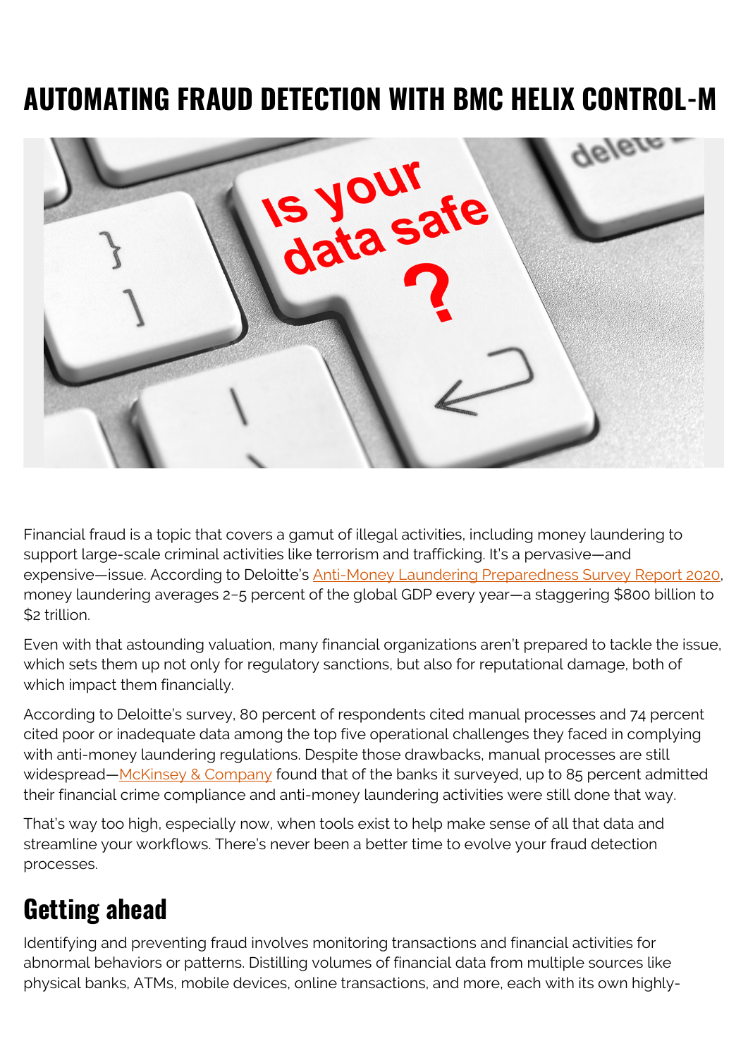# AUTOMATING FRAUD DETECTION WITH BMC HELIX CONTROL-M

Financial fraud is a topic that covers a gamut of illegal activities, including money laundering to support large-scale criminal activities like terrorism and trafficking. It's a pervasive—and expensive—issue. According to Deloitte's Anti-Money Laundering Preparedness Survey Report 2020, money laundering averages 2–5 percent of the global GDP every year—a staggering $800 billion to $2 trillion.

Even with that astounding valuation, many financial organizations aren't prepared to tackle the issue, which sets them up not only for regulatory sanctions, but also for reputational damage, both of which impact them financially.

According to Deloitte's survey, 80 percent of respondents cited manual processes and 74 percent cited poor or inadequate data among the top five operational challenges they faced in complying with anti-money laundering regulations. Despite those drawbacks, manual processes are still widespread—McKinsey & Company found that of the banks it surveyed, up to 85 percent admitted their financial crime compliance and anti-money laundering activities were still done that way.

That's way too high, especially now, when tools exist to help make sense of all that data and streamline your workflows. There's never been a better time to evolve your fraud detection processes.

## Getting ahead

Identifying and preventing fraud involves monitoring transactions and financial activities for abnormal behaviors or patterns. Distilling volumes of financial data from multiple sources like physical banks, ATMs, mobile devices, online transactions, and more, each with its own highly-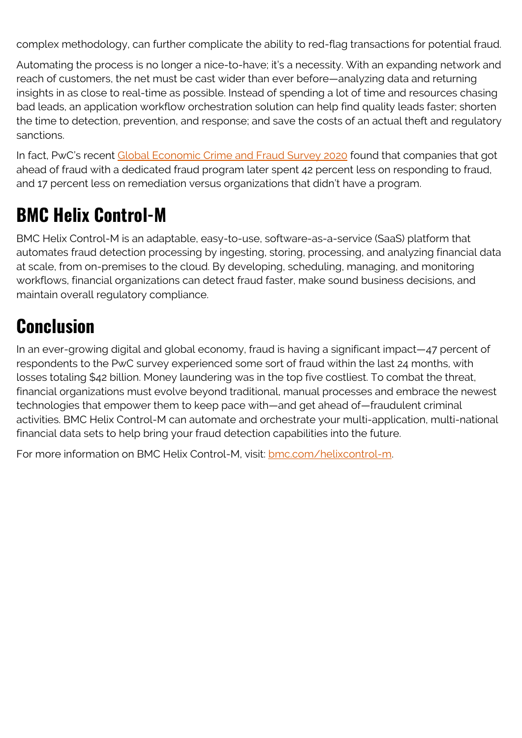complex methodology, can further complicate the ability to red-flag transactions for potential fraud.

Automating the process is no longer a nice-to-have; it's a necessity. With an expanding network and reach of customers, the net must be cast wider than ever before—analyzing data and returning insights in as close to real-time as possible. Instead of spending a lot of time and resources chasing bad leads, an application workflow orchestration solution can help find quality leads faster; shorten the time to detection, prevention, and response; and save the costs of an actual theft and regulatory sanctions.

In fact, PwC's recent [Global Economic Crime and Fraud Survey 2020] found that companies that got ahead of fraud with a dedicated fraud program later spent 42 percent less on responding to fraud, and 17 percent less on remediation versus organizations that didn't have a program.

## BMC Helix Control-M

BMC Helix Control-M is an adaptable, easy-to-use, software-as-a-service (SaaS) platform that automates fraud detection processing by ingesting, storing, processing, and analyzing financial data at scale, from on-premises to the cloud. By developing, scheduling, managing, and monitoring workflows, financial organizations can detect fraud faster, make sound business decisions, and maintain overall regulatory compliance.

## Conclusion

In an ever-growing digital and global economy, fraud is having a significant impact—47 percent of respondents to the PwC survey experienced some sort of fraud within the last 24 months, with losses totaling $42 billion. Money laundering was in the top five costliest. To combat the threat, financial organizations must evolve beyond traditional, manual processes and embrace the newest technologies that empower them to keep pace with—and get ahead of—fraudulent criminal activities. BMC Helix Control-M can automate and orchestrate your multi-application, multi-national financial data sets to help bring your fraud detection capabilities into the future.

For more information on BMC Helix Control-M, visit: bmc.com/helixcontrol-m.